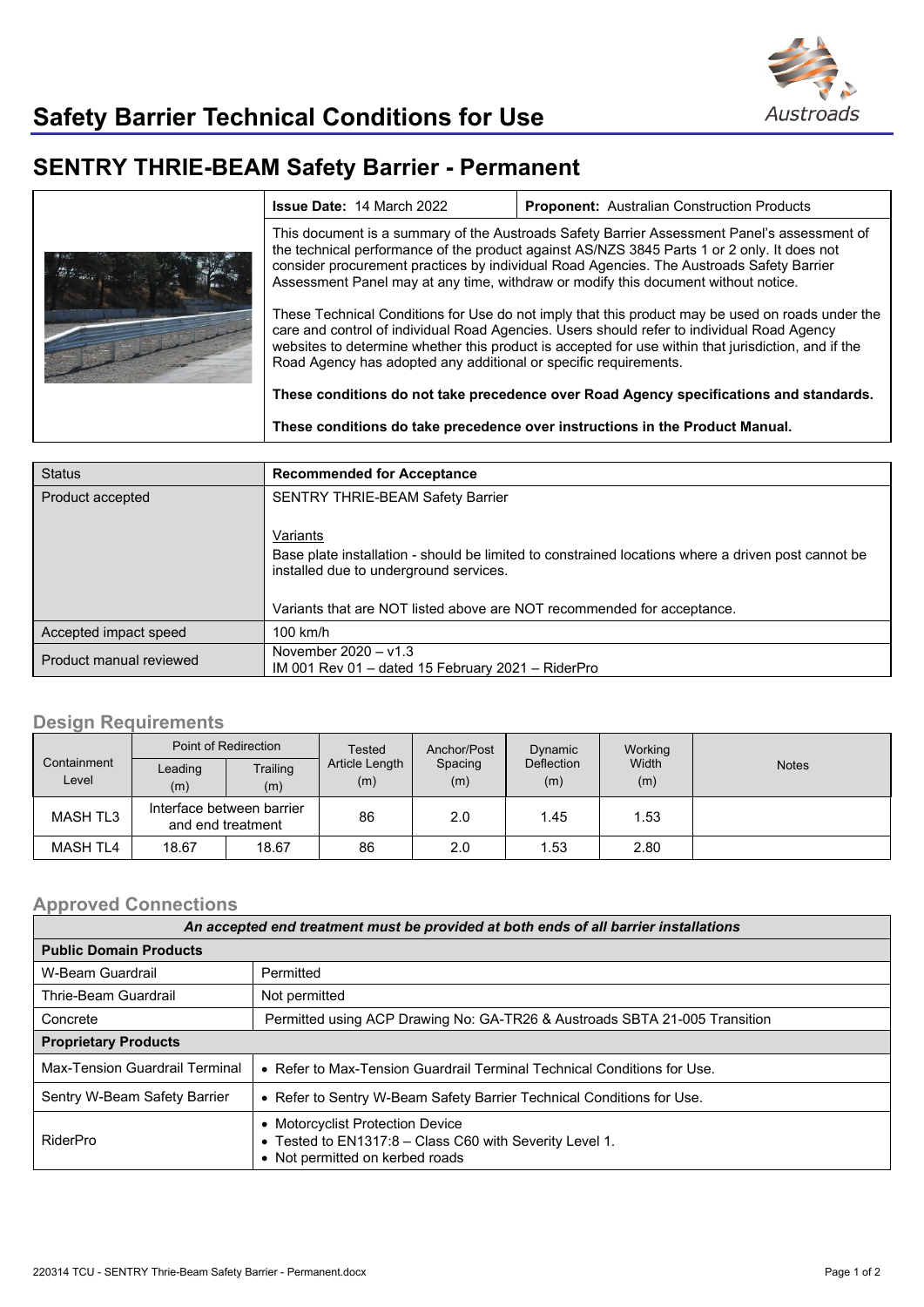# Safety Barrier Technical Conditions for Use

## SENTRY THRIE-BEAM Safety Barrier - Permanent

| | **Issue Date:** 14 March 2022 | **Proponent:** Australian Construction Products |
|---|---|---|
| | This document is a summary of the Austroads Safety Barrier Assessment Panel's assessment of the technical performance of the product against AS/NZS 3845 Parts 1 or 2 only. It does not consider procurement practices by individual Road Agencies. The Austroads Safety Barrier Assessment Panel may at any time, withdraw or modify this document without notice.<br><br>These Technical Conditions for Use do not imply that this product may be used on roads under the care and control of individual Road Agencies. Users should refer to individual Road Agency websites to determine whether this product is accepted for use within that jurisdiction, and if the Road Agency has adopted any additional or specific requirements.<br><br>**These conditions do not take precedence over Road Agency specifications and standards.**<br><br>**These conditions do take precedence over instructions in the Product Manual.** | |

| Status | **Recommended for Acceptance** |
|---|---|
| Product accepted | SENTRY THRIE-BEAM Safety Barrier<br><br>Variants<br>Base plate installation - should be limited to constrained locations where a driven post cannot be installed due to underground services.<br><br>Variants that are NOT listed above are NOT recommended for acceptance. |
| Accepted impact speed | 100 km/h |
| Product manual reviewed | November 2020 – v1.3<br>IM 001 Rev 01 – dated 15 February 2021 – RiderPro |

### Design Requirements

| Containment Level | Point of Redirection | | Tested Article Length (m) | Anchor/Post Spacing (m) | Dynamic Deflection (m) | Working Width (m) | Notes |
|---|---|---|---|---|---|---|---|
| | Leading (m) | Trailing (m) | | | | | |
| MASH TL3 | Interface between barrier and end treatment | | 86 | 2.0 | 1.45 | 1.53 | |
| MASH TL4 | 18.67 | 18.67 | 86 | 2.0 | 1.53 | 2.80 | |

### Approved Connections

| *An accepted end treatment must be provided at both ends of all barrier installations* | |
|---|---|
| **Public Domain Products** | |
| W-Beam Guardrail | Permitted |
| Thrie-Beam Guardrail | Not permitted |
| Concrete | Permitted using ACP Drawing No: GA-TR26 & Austroads SBTA 21-005 Transition |
| **Proprietary Products** | |
| Max-Tension Guardrail Terminal | • Refer to Max-Tension Guardrail Terminal Technical Conditions for Use. |
| Sentry W-Beam Safety Barrier | • Refer to Sentry W-Beam Safety Barrier Technical Conditions for Use. |
| RiderPro | • Motorcyclist Protection Device<br>• Tested to EN1317:8 – Class C60 with Severity Level 1.<br>• Not permitted on kerbed roads |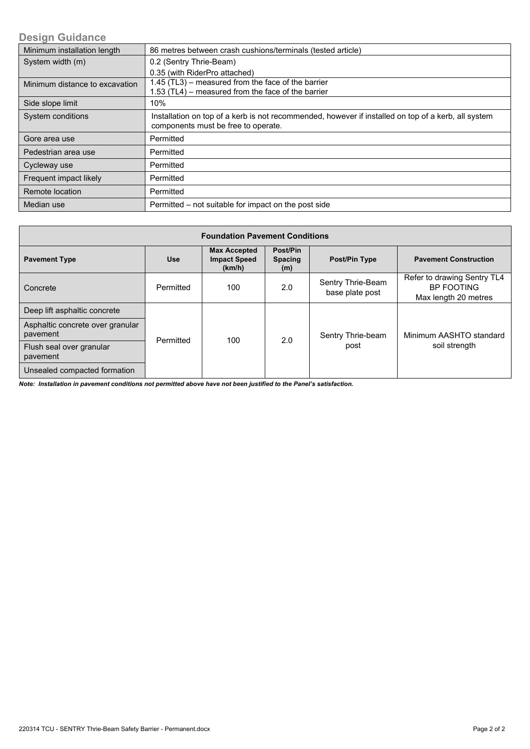## Design Guidance

| | |
|---|---|
| Minimum installation length | 86 metres between crash cushions/terminals (tested article) |
| System width (m) | 0.2 (Sentry Thrie-Beam)<br>0.35 (with RiderPro attached) |
| Minimum distance to excavation | 1.45 (TL3) – measured from the face of the barrier<br>1.53 (TL4) – measured from the face of the barrier |
| Side slope limit | 10% |
| System conditions | Installation on top of a kerb is not recommended, however if installed on top of a kerb, all system components must be free to operate. |
| Gore area use | Permitted |
| Pedestrian area use | Permitted |
| Cycleway use | Permitted |
| Frequent impact likely | Permitted |
| Remote location | Permitted |
| Median use | Permitted – not suitable for impact on the post side |

| **Foundation Pavement Conditions** | | | | | |
|---|---|---|---|---|---|
| **Pavement Type** | **Use** | **Max Accepted Impact Speed (km/h)** | **Post/Pin Spacing (m)** | **Post/Pin Type** | **Pavement Construction** |
| Concrete | Permitted | 100 | 2.0 | Sentry Thrie-Beam base plate post | Refer to drawing Sentry TL4 BP FOOTING Max length 20 metres |
| Deep lift asphaltic concrete | Permitted | 100 | 2.0 | Sentry Thrie-beam post | Minimum AASHTO standard soil strength |
| Asphaltic concrete over granular pavement | | | | | |
| Flush seal over granular pavement | | | | | |
| Unsealed compacted formation | | | | | |

***Note: Installation in pavement conditions not permitted above have not been justified to the Panel's satisfaction.***